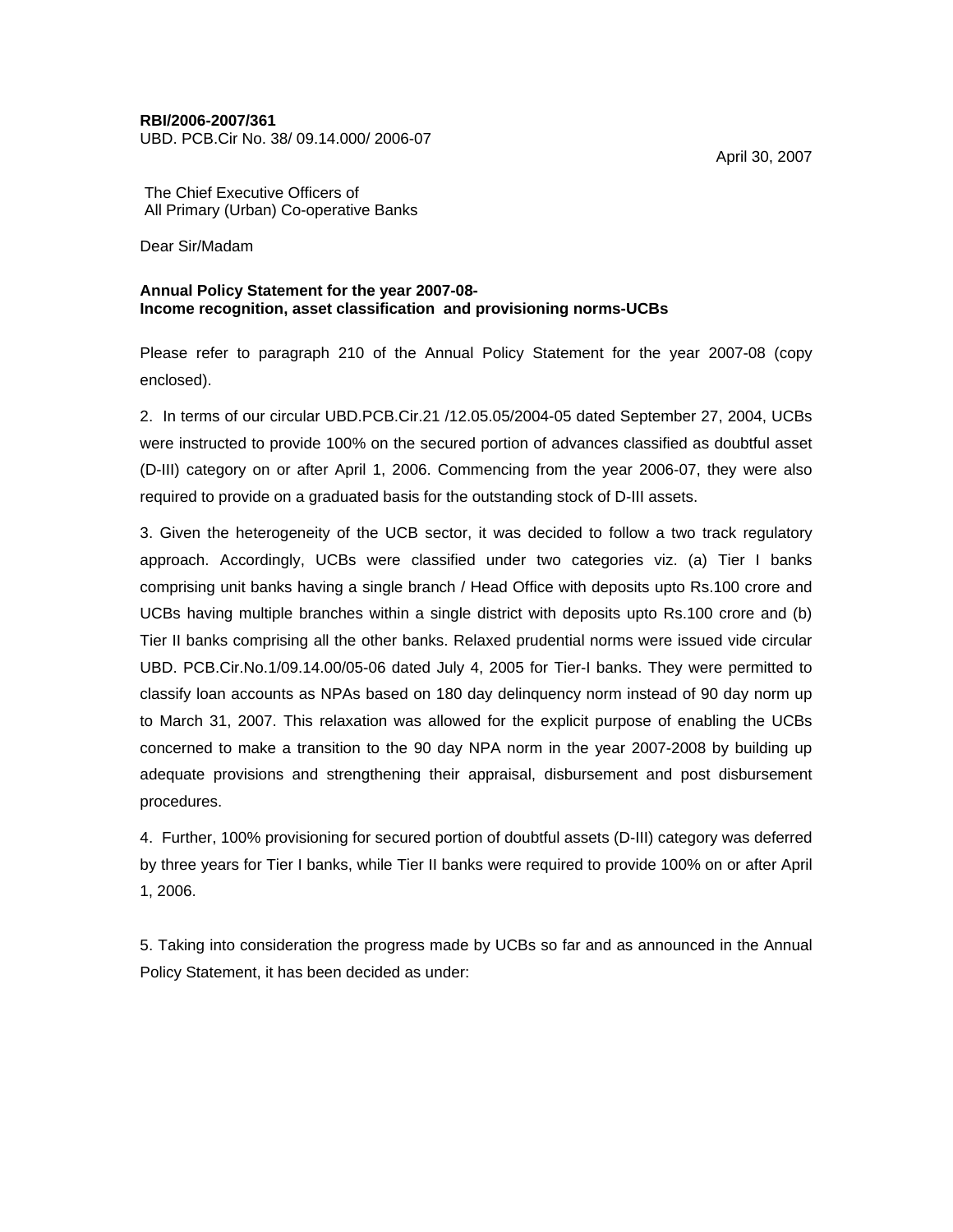**RBI/2006-2007/361**
UBD. PCB.Cir No. 38/ 09.14.000/ 2006-07

April 30, 2007

The Chief Executive Officers of
All Primary (Urban) Co-operative Banks

Dear Sir/Madam

**Annual Policy Statement for the year 2007-08-**
**Income recognition, asset classification and provisioning norms-UCBs**

Please refer to paragraph 210 of the Annual Policy Statement for the year 2007-08 (copy enclosed).

2. In terms of our circular UBD.PCB.Cir.21 /12.05.05/2004-05 dated September 27, 2004, UCBs were instructed to provide 100% on the secured portion of advances classified as doubtful asset (D-III) category on or after April 1, 2006. Commencing from the year 2006-07, they were also required to provide on a graduated basis for the outstanding stock of D-III assets.

3. Given the heterogeneity of the UCB sector, it was decided to follow a two track regulatory approach. Accordingly, UCBs were classified under two categories viz. (a) Tier I banks comprising unit banks having a single branch / Head Office with deposits upto Rs.100 crore and UCBs having multiple branches within a single district with deposits upto Rs.100 crore and (b) Tier II banks comprising all the other banks. Relaxed prudential norms were issued vide circular UBD. PCB.Cir.No.1/09.14.00/05-06 dated July 4, 2005 for Tier-I banks. They were permitted to classify loan accounts as NPAs based on 180 day delinquency norm instead of 90 day norm up to March 31, 2007. This relaxation was allowed for the explicit purpose of enabling the UCBs concerned to make a transition to the 90 day NPA norm in the year 2007-2008 by building up adequate provisions and strengthening their appraisal, disbursement and post disbursement procedures.

4. Further, 100% provisioning for secured portion of doubtful assets (D-III) category was deferred by three years for Tier I banks, while Tier II banks were required to provide 100% on or after April 1, 2006.

5. Taking into consideration the progress made by UCBs so far and as announced in the Annual Policy Statement, it has been decided as under: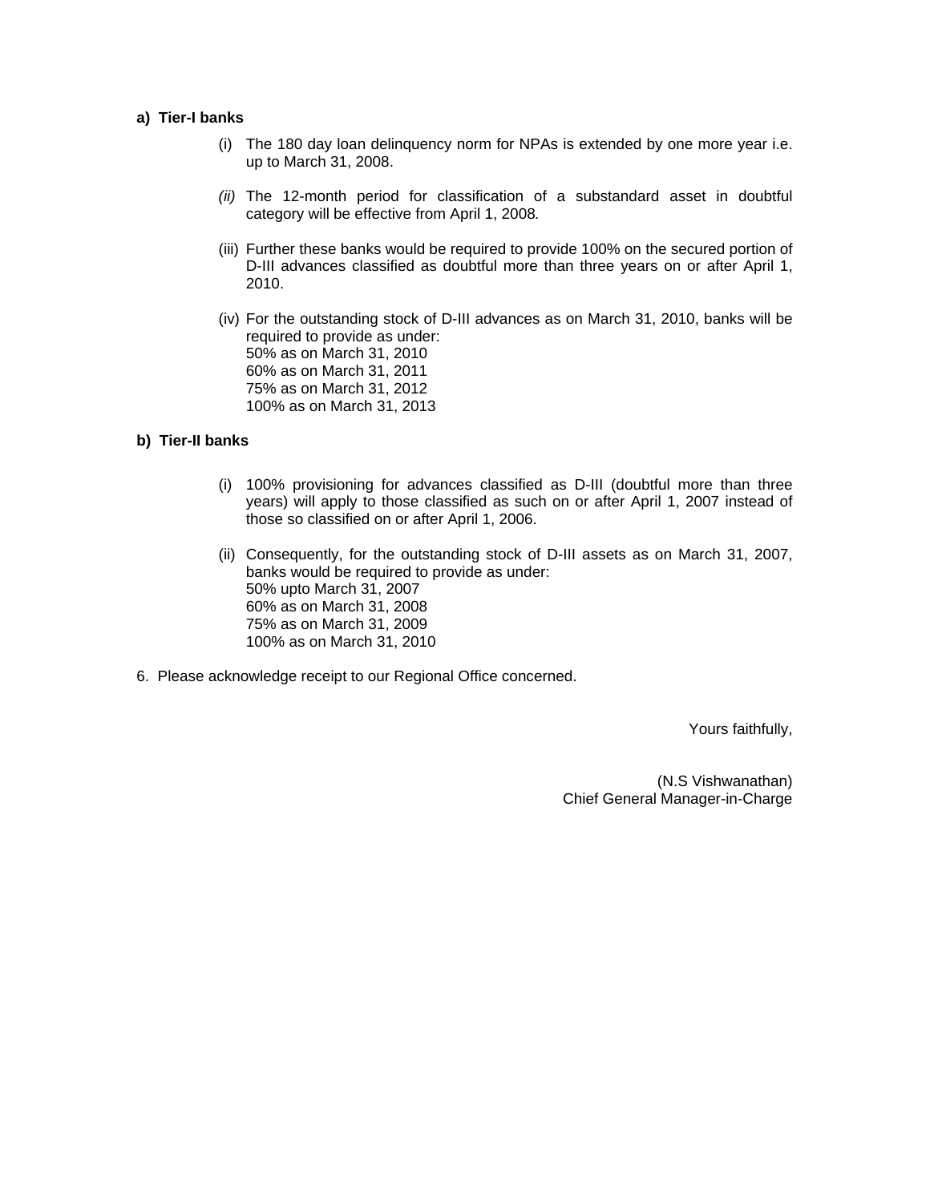**a) Tier-I banks**

(i) The 180 day loan delinquency norm for NPAs is extended by one more year i.e. up to March 31, 2008.

*(ii)* The 12-month period for classification of a substandard asset in doubtful category will be effective from April 1, 2008*.*

(iii) Further these banks would be required to provide 100% on the secured portion of D-III advances classified as doubtful more than three years on or after April 1, 2010.

(iv) For the outstanding stock of D-III advances as on March 31, 2010, banks will be required to provide as under:
50% as on March 31, 2010
60% as on March 31, 2011
75% as on March 31, 2012
100% as on March 31, 2013

**b) Tier-II banks**

(i) 100% provisioning for advances classified as D-III (doubtful more than three years) will apply to those classified as such on or after April 1, 2007 instead of those so classified on or after April 1, 2006.

(ii) Consequently, for the outstanding stock of D-III assets as on March 31, 2007, banks would be required to provide as under:
50% upto March 31, 2007
60% as on March 31, 2008
75% as on March 31, 2009
100% as on March 31, 2010

6. Please acknowledge receipt to our Regional Office concerned.

Yours faithfully,

(N.S Vishwanathan)
Chief General Manager-in-Charge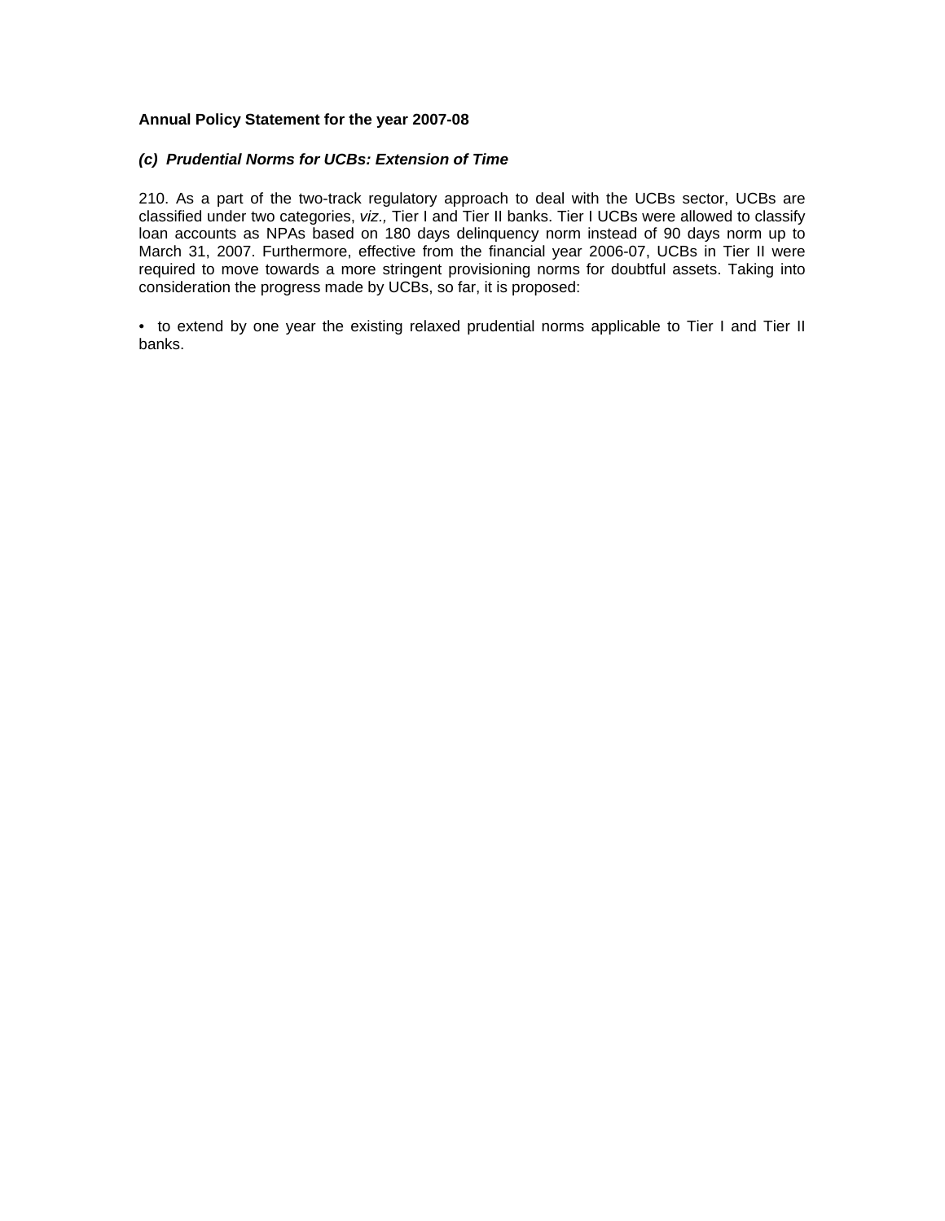**Annual Policy Statement for the year 2007-08**

***(c) Prudential Norms for UCBs: Extension of Time***

210. As a part of the two-track regulatory approach to deal with the UCBs sector, UCBs are classified under two categories, *viz.,* Tier I and Tier II banks. Tier I UCBs were allowed to classify loan accounts as NPAs based on 180 days delinquency norm instead of 90 days norm up to March 31, 2007. Furthermore, effective from the financial year 2006-07, UCBs in Tier II were required to move towards a more stringent provisioning norms for doubtful assets. Taking into consideration the progress made by UCBs, so far, it is proposed:

- to extend by one year the existing relaxed prudential norms applicable to Tier I and Tier II banks.